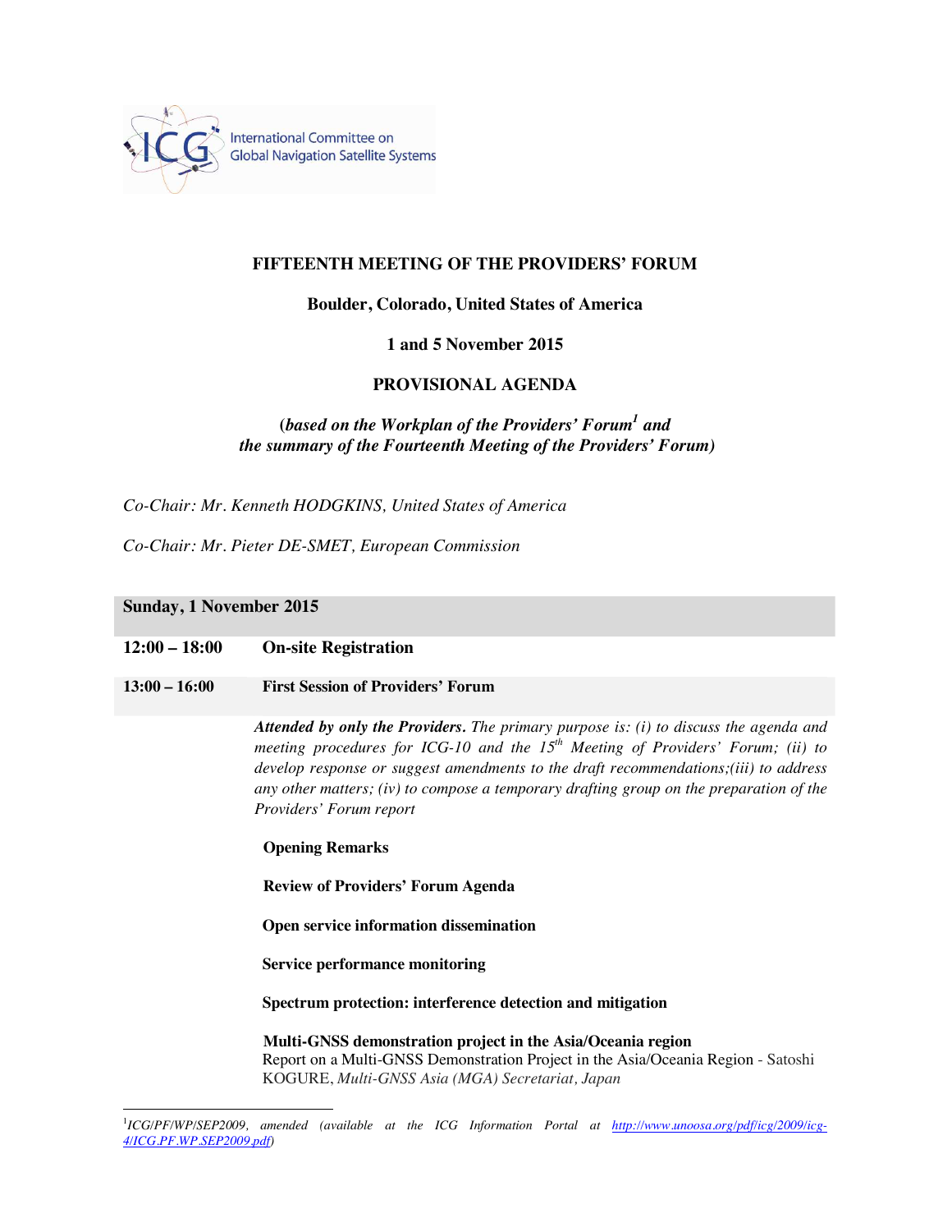International Committee on Global Navigation Satellite Systems

# FIFTEENTH MEETING OF THE PROVIDERS' FORUM

**Boulder, Colorado, United States of America**

**1 and 5 November 2015**

## PROVISIONAL AGENDA

***(based on the Workplan of the Providers' Forum[1] and the summary of the Fourteenth Meeting of the Providers' Forum)***

*Co-Chair: Mr. Kenneth HODGKINS, United States of America*

*Co-Chair: Mr. Pieter DE-SMET, European Commission*

### Sunday, 1 November 2015

**12:00 – 18:00** **On-site Registration**

**13:00 – 16:00** **First Session of Providers' Forum**

***Attended by only the Providers.*** *The primary purpose is: (i) to discuss the agenda and meeting procedures for ICG-10 and the 15th Meeting of Providers' Forum; (ii) to develop response or suggest amendments to the draft recommendations;(iii) to address any other matters; (iv) to compose a temporary drafting group on the preparation of the Providers' Forum report*

**Opening Remarks**

**Review of Providers' Forum Agenda**

**Open service information dissemination**

**Service performance monitoring**

**Spectrum protection: interference detection and mitigation**

**Multi-GNSS demonstration project in the Asia/Oceania region**
Report on a Multi-GNSS Demonstration Project in the Asia/Oceania Region - Satoshi KOGURE, *Multi-GNSS Asia (MGA) Secretariat, Japan*

---

[1] *ICG/PF/WP/SEP2009, amended (available at the ICG Information Portal at http://www.unoosa.org/pdf/icg/2009/icg-4/ICG.PF.WP.SEP2009.pdf)*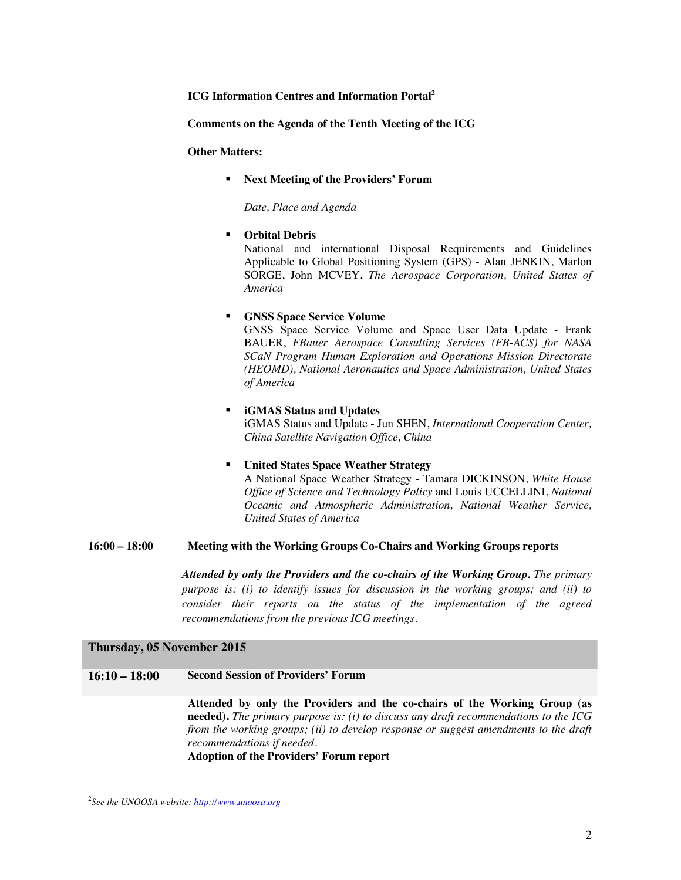**ICG Information Centres and Information Portal**[2]

**Comments on the Agenda of the Tenth Meeting of the ICG**

**Other Matters:**

- **Next Meeting of the Providers' Forum**

  *Date, Place and Agenda*

- **Orbital Debris**
  National and international Disposal Requirements and Guidelines Applicable to Global Positioning System (GPS) - Alan JENKIN, Marlon SORGE, John MCVEY, *The Aerospace Corporation, United States of America*

- **GNSS Space Service Volume**
  GNSS Space Service Volume and Space User Data Update - Frank BAUER, *FBauer Aerospace Consulting Services (FB-ACS) for NASA SCaN Program Human Exploration and Operations Mission Directorate (HEOMD), National Aeronautics and Space Administration, United States of America*

- **iGMAS Status and Updates**
  iGMAS Status and Update - Jun SHEN, *International Cooperation Center, China Satellite Navigation Office, China*

- **United States Space Weather Strategy**
  A National Space Weather Strategy - Tamara DICKINSON, *White House Office of Science and Technology Policy* and Louis UCCELLINI, *National Oceanic and Atmospheric Administration, National Weather Service, United States of America*

**16:00 – 18:00 Meeting with the Working Groups Co-Chairs and Working Groups reports**

***Attended by only the Providers and the co-chairs of the Working Group.*** *The primary purpose is: (i) to identify issues for discussion in the working groups; and (ii) to consider their reports on the status of the implementation of the agreed recommendations from the previous ICG meetings.*

## Thursday, 05 November 2015

**16:10 – 18:00 Second Session of Providers' Forum**

**Attended by only the Providers and the co-chairs of the Working Group (as needed).** *The primary purpose is: (i) to discuss any draft recommendations to the ICG from the working groups; (ii) to develop response or suggest amendments to the draft recommendations if needed.*

**Adoption of the Providers' Forum report**

---

[2] *See the UNOOSA website: http://www.unoosa.org*